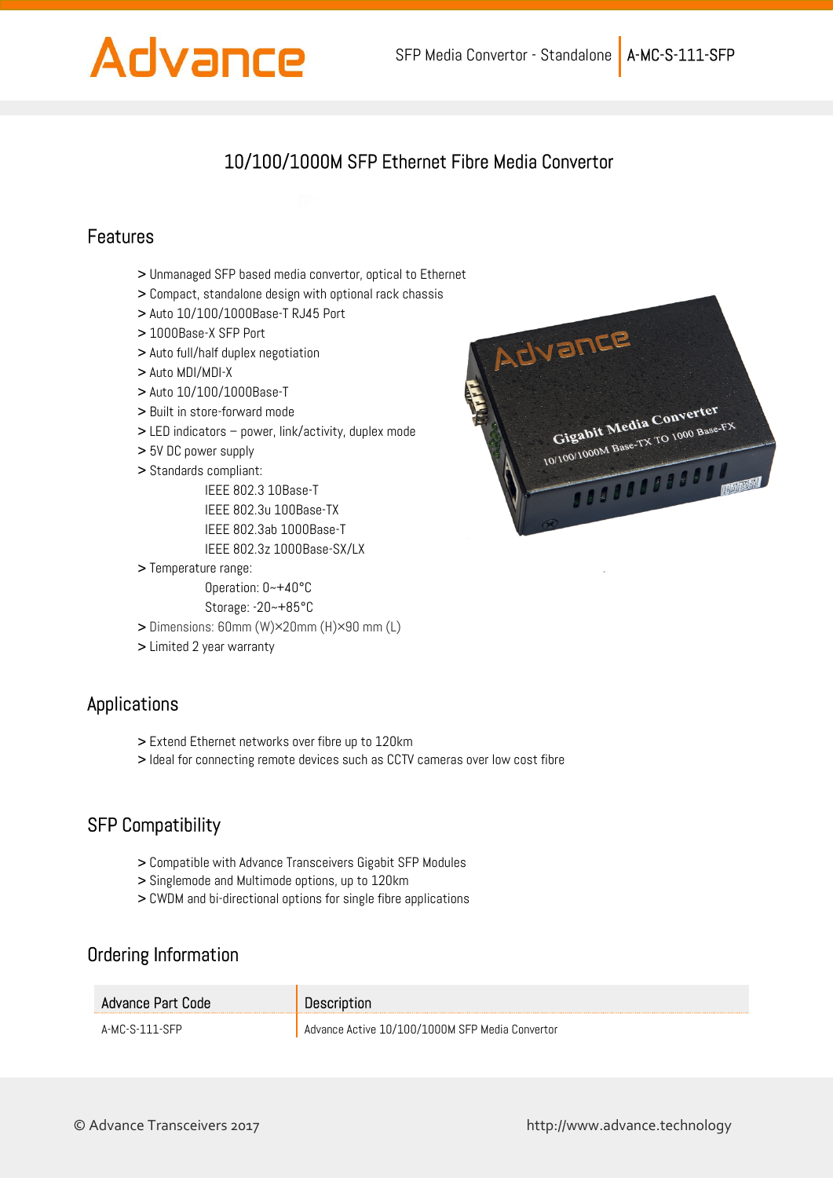# 10/100/1000M SFP Ethernet Fibre Media Convertor

## Features

- > Unmanaged SFP based media convertor, optical to Ethernet
- > Compact, standalone design with optional rack chassis
- > Auto 10/100/1000Base-T RJ45 Port
- > 1000Base-X SFP Port
- > Auto full/half duplex negotiation
- > Auto MDI/MDI-X
- > Auto 10/100/1000Base-T
- > Built in store-forward mode
- > LED indicators – power, link/activity, duplex mode
- > 5V DC power supply
- > Standards compliant:
  - IEEE 802.3 10Base-T
  - IEEE 802.3u 100Base-TX
  - IEEE 802.3ab 1000Base-T
  - IEEE 802.3z 1000Base-SX/LX
- > Temperature range:
  - Operation: 0~+40°C
  - Storage: -20~+85°C
- > Dimensions: 60mm (W)×20mm (H)×90 mm (L)
- > Limited 2 year warranty

## Applications

- > Extend Ethernet networks over fibre up to 120km
- > Ideal for connecting remote devices such as CCTV cameras over low cost fibre

## SFP Compatibility

- > Compatible with Advance Transceivers Gigabit SFP Modules
- > Singlemode and Multimode options, up to 120km
- > CWDM and bi-directional options for single fibre applications

## Ordering Information

| Advance Part Code | Description |
|---|---|
| A-MC-S-111-SFP | Advance Active 10/100/1000M SFP Media Convertor |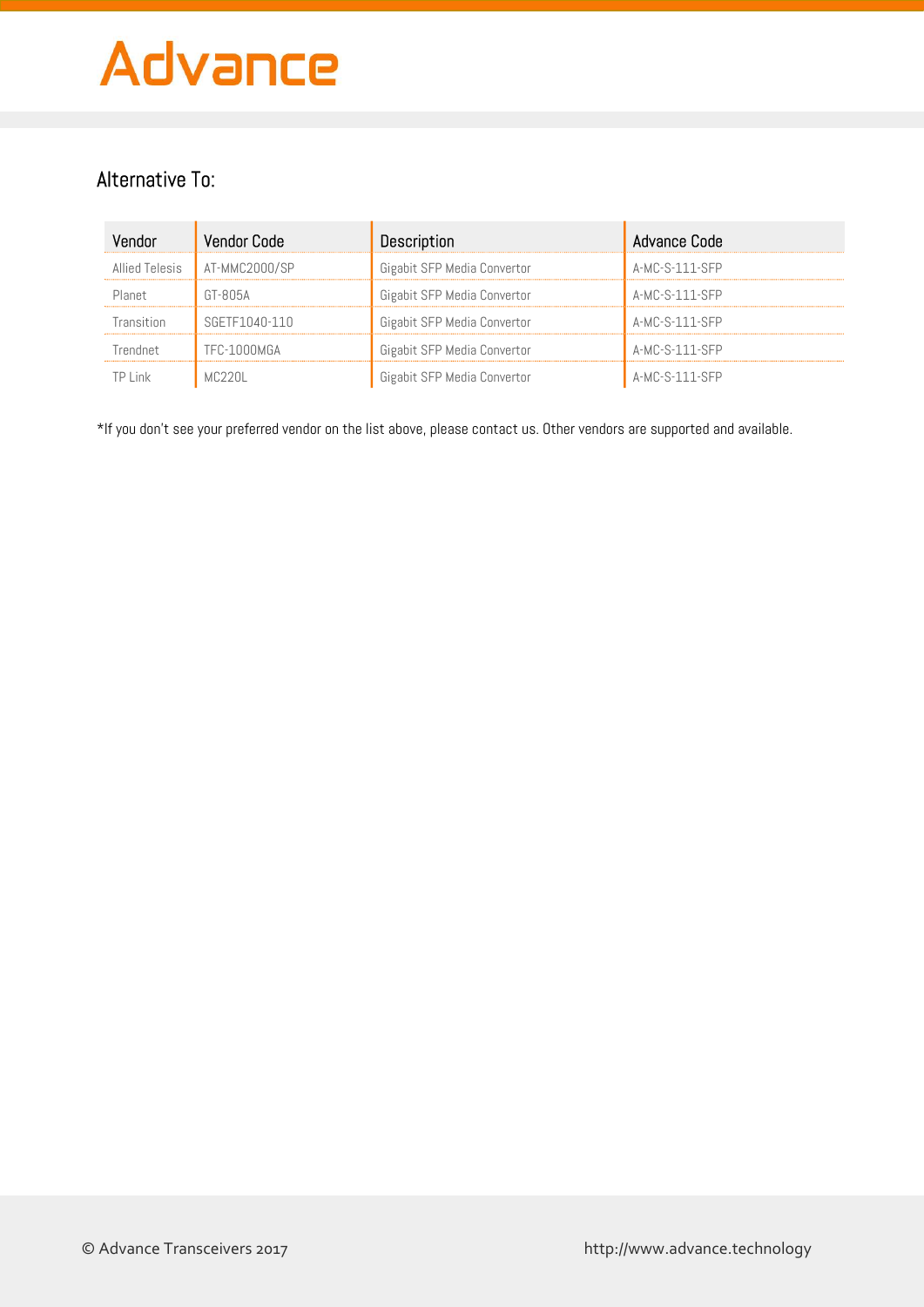## Alternative To:

| Vendor | Vendor Code | Description | Advance Code |
| --- | --- | --- | --- |
| Allied Telesis | AT-MMC2000/SP | Gigabit SFP Media Convertor | A-MC-S-111-SFP |
| Planet | GT-805A | Gigabit SFP Media Convertor | A-MC-S-111-SFP |
| Transition | SGETF1040-110 | Gigabit SFP Media Convertor | A-MC-S-111-SFP |
| Trendnet | TFC-1000MGA | Gigabit SFP Media Convertor | A-MC-S-111-SFP |
| TP Link | MC220L | Gigabit SFP Media Convertor | A-MC-S-111-SFP |

*If you don't see your preferred vendor on the list above, please contact us. Other vendors are supported and available.